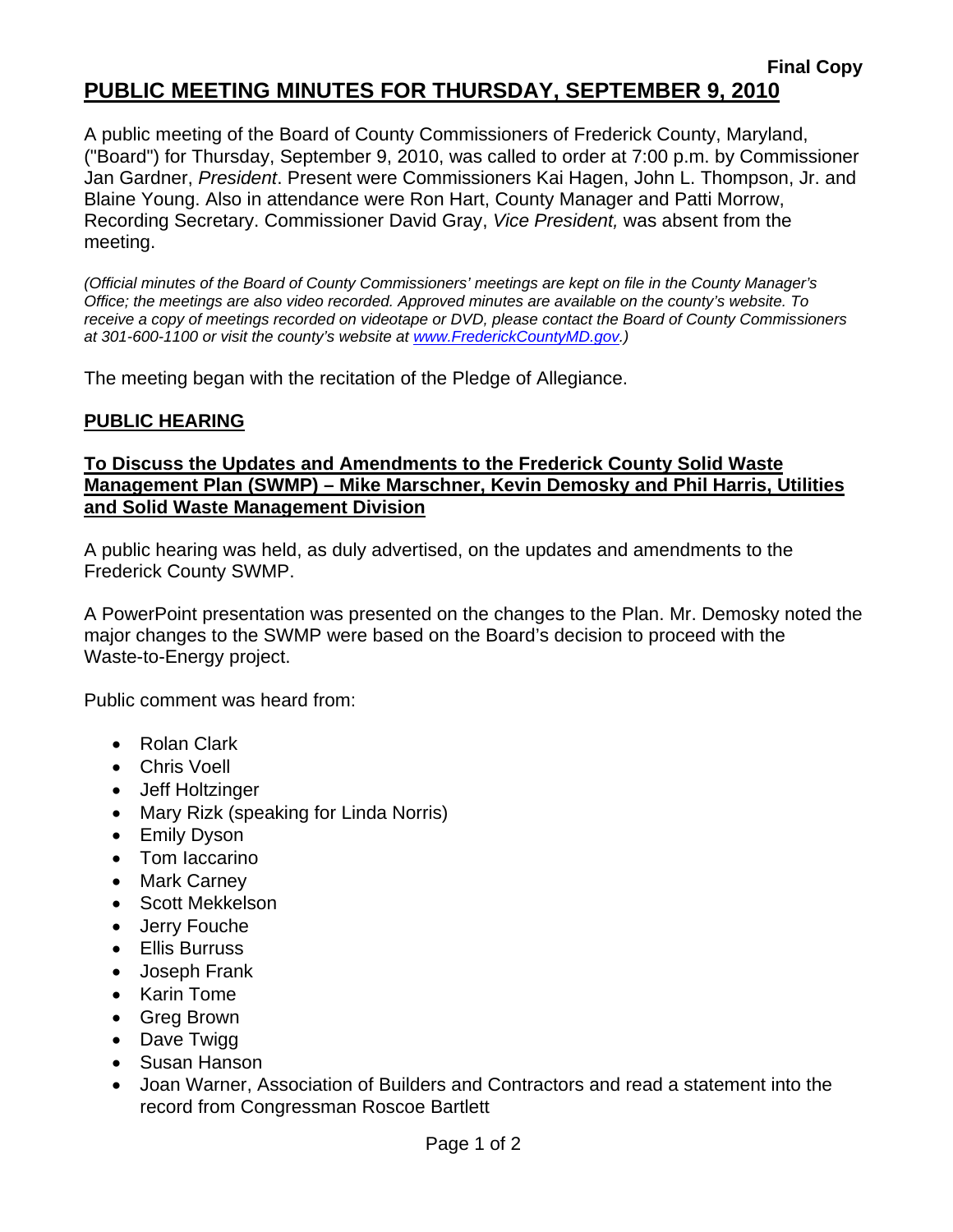**Final Copy**

# PUBLIC MEETING MINUTES FOR THURSDAY, SEPTEMBER 9, 2010

A public meeting of the Board of County Commissioners of Frederick County, Maryland, ("Board") for Thursday, September 9, 2010, was called to order at 7:00 p.m. by Commissioner Jan Gardner, *President*. Present were Commissioners Kai Hagen, John L. Thompson, Jr. and Blaine Young. Also in attendance were Ron Hart, County Manager and Patti Morrow, Recording Secretary. Commissioner David Gray, *Vice President,* was absent from the meeting.

*(Official minutes of the Board of County Commissioners' meetings are kept on file in the County Manager's Office; the meetings are also video recorded. Approved minutes are available on the county's website. To receive a copy of meetings recorded on videotape or DVD, please contact the Board of County Commissioners at 301-600-1100 or visit the county's website at www.FrederickCountyMD.gov.)*

The meeting began with the recitation of the Pledge of Allegiance.

## PUBLIC HEARING

### To Discuss the Updates and Amendments to the Frederick County Solid Waste Management Plan (SWMP) – Mike Marschner, Kevin Demosky and Phil Harris, Utilities and Solid Waste Management Division

A public hearing was held, as duly advertised, on the updates and amendments to the Frederick County SWMP.

A PowerPoint presentation was presented on the changes to the Plan. Mr. Demosky noted the major changes to the SWMP were based on the Board's decision to proceed with the Waste-to-Energy project.

Public comment was heard from:

- Rolan Clark
- Chris Voell
- Jeff Holtzinger
- Mary Rizk (speaking for Linda Norris)
- Emily Dyson
- Tom Iaccarino
- Mark Carney
- Scott Mekkelson
- Jerry Fouche
- Ellis Burruss
- Joseph Frank
- Karin Tome
- Greg Brown
- Dave Twigg
- Susan Hanson
- Joan Warner, Association of Builders and Contractors and read a statement into the record from Congressman Roscoe Bartlett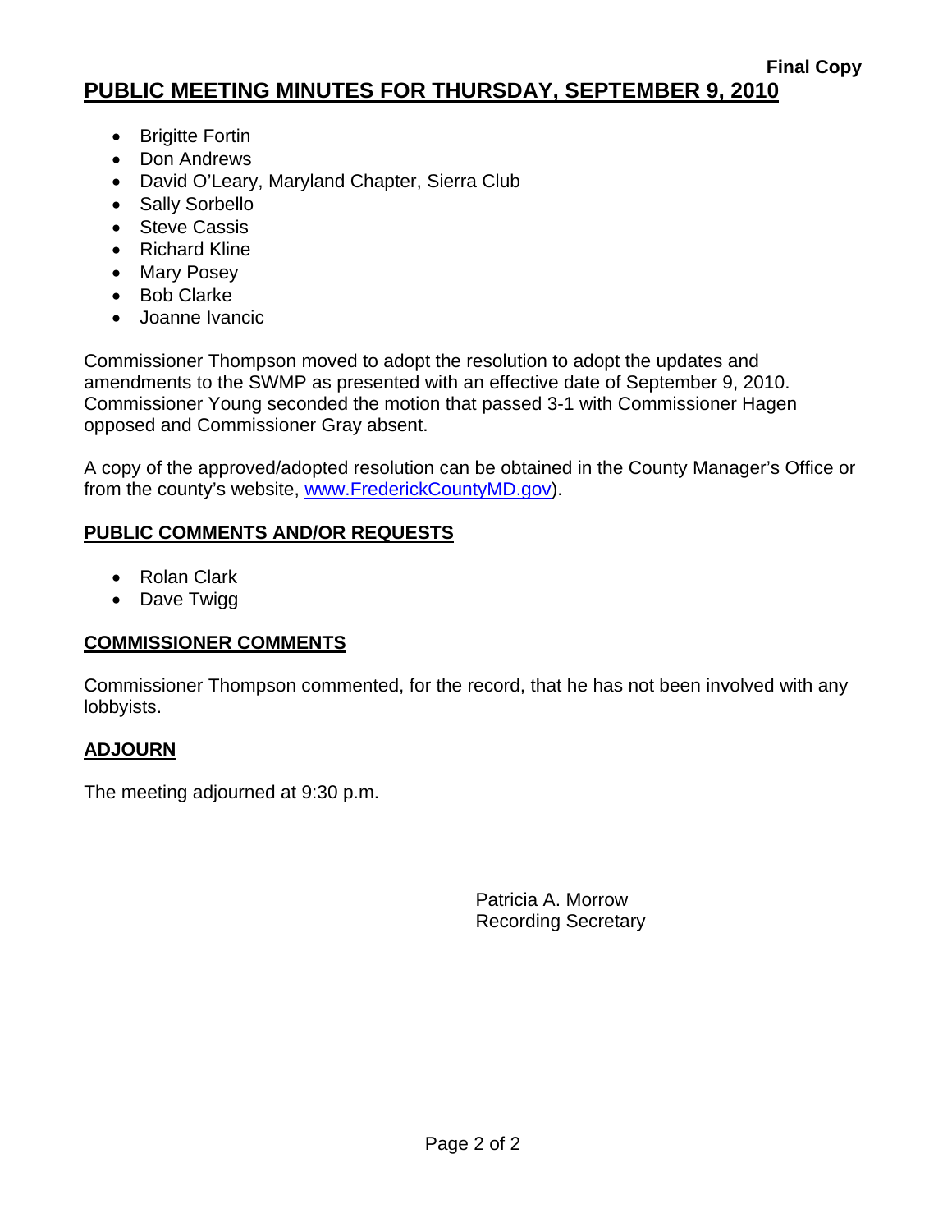**Final Copy**

# PUBLIC MEETING MINUTES FOR THURSDAY, SEPTEMBER 9, 2010

- Brigitte Fortin
- Don Andrews
- David O'Leary, Maryland Chapter, Sierra Club
- Sally Sorbello
- Steve Cassis
- Richard Kline
- Mary Posey
- Bob Clarke
- Joanne Ivancic

Commissioner Thompson moved to adopt the resolution to adopt the updates and amendments to the SWMP as presented with an effective date of September 9, 2010. Commissioner Young seconded the motion that passed 3-1 with Commissioner Hagen opposed and Commissioner Gray absent.

A copy of the approved/adopted resolution can be obtained in the County Manager's Office or from the county's website, www.FrederickCountyMD.gov).

## PUBLIC COMMENTS AND/OR REQUESTS

- Rolan Clark
- Dave Twigg

## COMMISSIONER COMMENTS

Commissioner Thompson commented, for the record, that he has not been involved with any lobbyists.

## ADJOURN

The meeting adjourned at 9:30 p.m.

Patricia A. Morrow
Recording Secretary